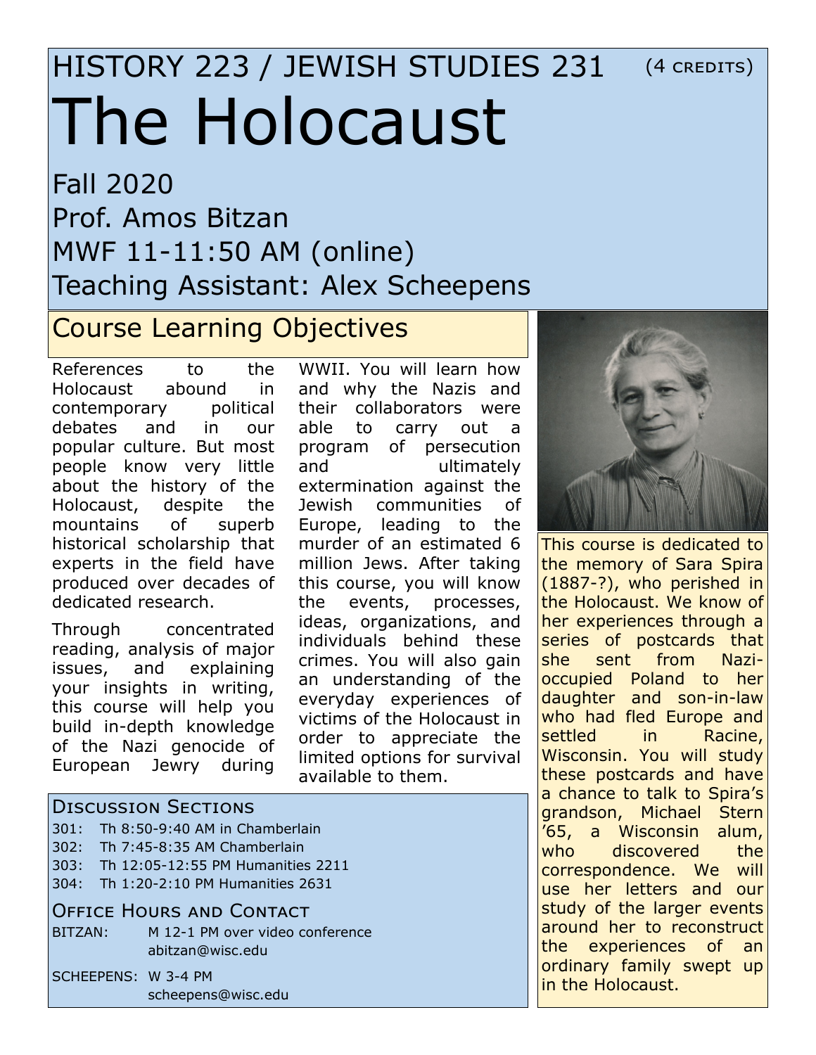# HISTORY 223 / JEWISH STUDIES 231 (4 CREDITS)

# The Holocaust

## Fall 2020
## Prof. Amos Bitzan
## MWF 11-11:50 AM (online)
## Teaching Assistant: Alex Scheepens

## Course Learning Objectives

References to the Holocaust abound in contemporary political debates and in our popular culture. But most people know very little about the history of the Holocaust, despite the mountains of superb historical scholarship that experts in the field have produced over decades of dedicated research.

Through concentrated reading, analysis of major issues, and explaining your insights in writing, this course will help you build in-depth knowledge of the Nazi genocide of European Jewry during WWII. You will learn how and why the Nazis and their collaborators were able to carry out a program of persecution and ultimately extermination against the Jewish communities of Europe, leading to the murder of an estimated 6 million Jews. After taking this course, you will know the events, processes, ideas, organizations, and individuals behind these crimes. You will also gain an understanding of the everyday experiences of victims of the Holocaust in order to appreciate the limited options for survival available to them.

This course is dedicated to the memory of Sara Spira (1887-?), who perished in the Holocaust. We know of her experiences through a series of postcards that she sent from Nazi-occupied Poland to her daughter and son-in-law who had fled Europe and settled in Racine, Wisconsin. You will study these postcards and have a chance to talk to Spira's grandson, Michael Stern '65, a Wisconsin alum, who discovered the correspondence. We will use her letters and our study of the larger events around her to reconstruct the experiences of an ordinary family swept up in the Holocaust.

## Discussion Sections

301: Th 8:50-9:40 AM in Chamberlain
302: Th 7:45-8:35 AM Chamberlain
303: Th 12:05-12:55 PM Humanities 2211
304: Th 1:20-2:10 PM Humanities 2631

## Office Hours and Contact

BITZAN: M 12-1 PM over video conference
abitzan@wisc.edu

SCHEEPENS: W 3-4 PM
scheepens@wisc.edu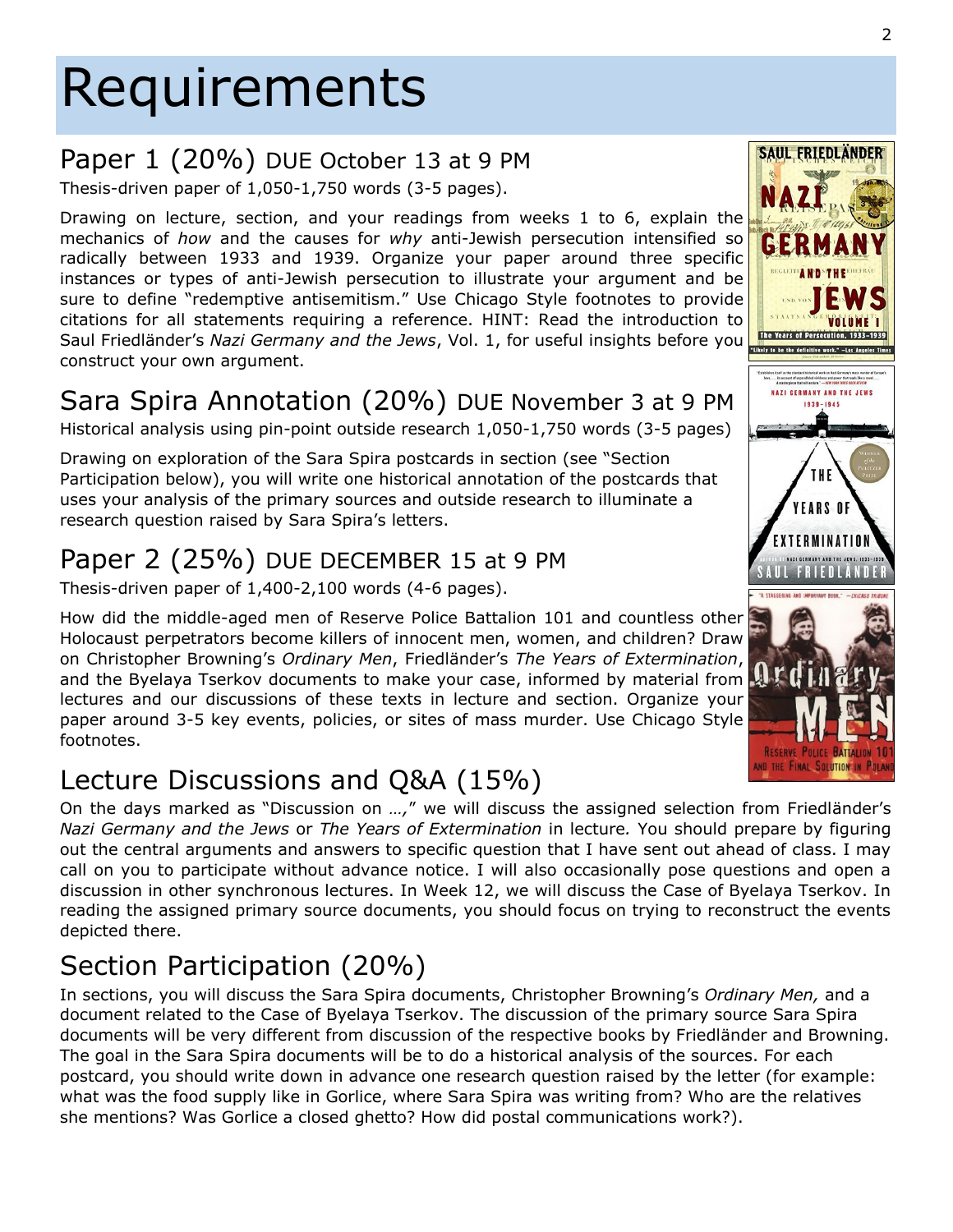# Requirements

## Paper 1 (20%) DUE October 13 at 9 PM

Thesis-driven paper of 1,050-1,750 words (3-5 pages).

Drawing on lecture, section, and your readings from weeks 1 to 6, explain the mechanics of *how* and the causes for *why* anti-Jewish persecution intensified so radically between 1933 and 1939. Organize your paper around three specific instances or types of anti-Jewish persecution to illustrate your argument and be sure to define "redemptive antisemitism." Use Chicago Style footnotes to provide citations for all statements requiring a reference. HINT: Read the introduction to Saul Friedländer's *Nazi Germany and the Jews*, Vol. 1, for useful insights before you construct your own argument.

## Sara Spira Annotation (20%) DUE November 3 at 9 PM

Historical analysis using pin-point outside research 1,050-1,750 words (3-5 pages)

Drawing on exploration of the Sara Spira postcards in section (see "Section Participation below), you will write one historical annotation of the postcards that uses your analysis of the primary sources and outside research to illuminate a research question raised by Sara Spira's letters.

## Paper 2 (25%) DUE DECEMBER 15 at 9 PM

Thesis-driven paper of 1,400-2,100 words (4-6 pages).

How did the middle-aged men of Reserve Police Battalion 101 and countless other Holocaust perpetrators become killers of innocent men, women, and children? Draw on Christopher Browning's *Ordinary Men*, Friedländer's *The Years of Extermination*, and the Byelaya Tserkov documents to make your case, informed by material from lectures and our discussions of these texts in lecture and section. Organize your paper around 3-5 key events, policies, or sites of mass murder. Use Chicago Style footnotes.

## Lecture Discussions and Q&A (15%)

On the days marked as "Discussion on *…*," we will discuss the assigned selection from Friedländer's *Nazi Germany and the Jews* or *The Years of Extermination* in lecture*.* You should prepare by figuring out the central arguments and answers to specific question that I have sent out ahead of class. I may call on you to participate without advance notice. I will also occasionally pose questions and open a discussion in other synchronous lectures. In Week 12, we will discuss the Case of Byelaya Tserkov. In reading the assigned primary source documents, you should focus on trying to reconstruct the events depicted there.

## Section Participation (20%)

In sections, you will discuss the Sara Spira documents, Christopher Browning's *Ordinary Men,* and a document related to the Case of Byelaya Tserkov. The discussion of the primary source Sara Spira documents will be very different from discussion of the respective books by Friedländer and Browning. The goal in the Sara Spira documents will be to do a historical analysis of the sources. For each postcard, you should write down in advance one research question raised by the letter (for example: what was the food supply like in Gorlice, where Sara Spira was writing from? Who are the relatives she mentions? Was Gorlice a closed ghetto? How did postal communications work?).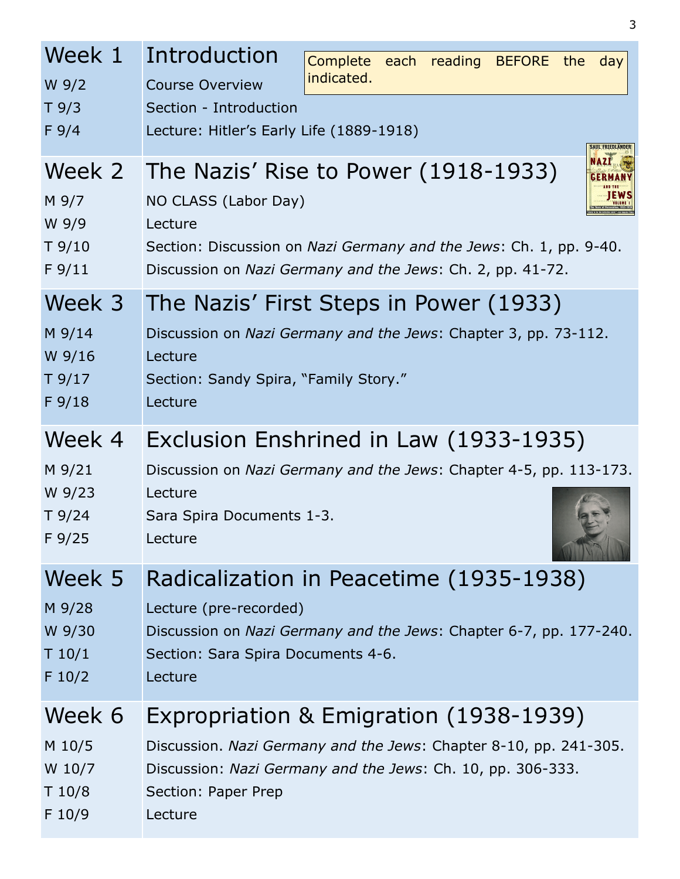Complete each reading BEFORE the day indicated.

## Week 1 Introduction

| | |
|---|---|
| W 9/2 | Course Overview |
| T 9/3 | Section - Introduction |
| F 9/4 | Lecture: Hitler's Early Life (1889-1918) |

## Week 2 The Nazis' Rise to Power (1918-1933)

| | |
|---|---|
| M 9/7 | NO CLASS (Labor Day) |
| W 9/9 | Lecture |
| T 9/10 | Section: Discussion on *Nazi Germany and the Jews*: Ch. 1, pp. 9-40. |
| F 9/11 | Discussion on *Nazi Germany and the Jews*: Ch. 2, pp. 41-72. |

## Week 3 The Nazis' First Steps in Power (1933)

| | |
|---|---|
| M 9/14 | Discussion on *Nazi Germany and the Jews*: Chapter 3, pp. 73-112. |
| W 9/16 | Lecture |
| T 9/17 | Section: Sandy Spira, "Family Story." |
| F 9/18 | Lecture |

## Week 4 Exclusion Enshrined in Law (1933-1935)

| | |
|---|---|
| M 9/21 | Discussion on *Nazi Germany and the Jews*: Chapter 4-5, pp. 113-173. |
| W 9/23 | Lecture |
| T 9/24 | Sara Spira Documents 1-3. |
| F 9/25 | Lecture |

## Week 5 Radicalization in Peacetime (1935-1938)

| | |
|---|---|
| M 9/28 | Lecture (pre-recorded) |
| W 9/30 | Discussion on *Nazi Germany and the Jews*: Chapter 6-7, pp. 177-240. |
| T 10/1 | Section: Sara Spira Documents 4-6. |
| F 10/2 | Lecture |

## Week 6 Expropriation & Emigration (1938-1939)

| | |
|---|---|
| M 10/5 | Discussion. *Nazi Germany and the Jews*: Chapter 8-10, pp. 241-305. |
| W 10/7 | Discussion: *Nazi Germany and the Jews*: Ch. 10, pp. 306-333. |
| T 10/8 | Section: Paper Prep |
| F 10/9 | Lecture |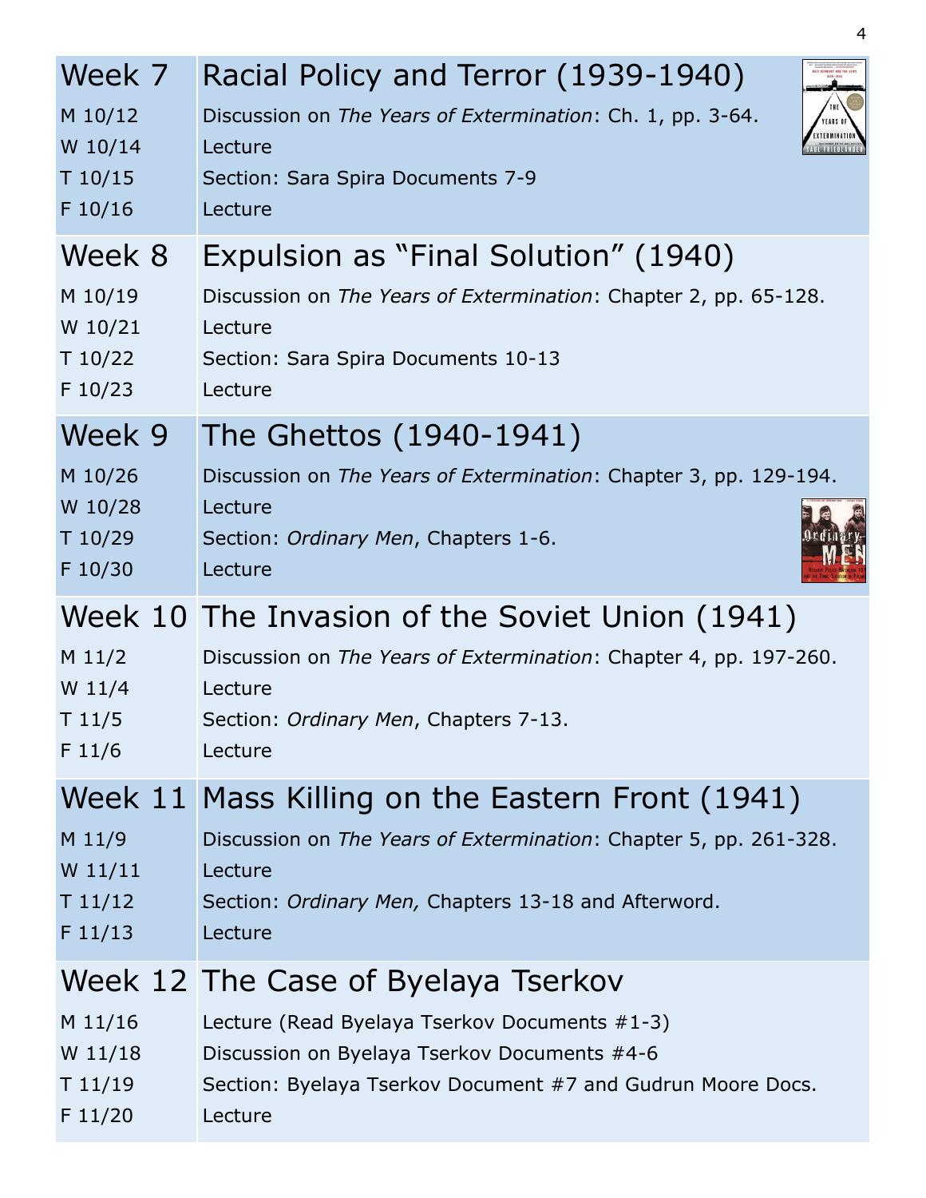| Week 7 | Racial Policy and Terror (1939-1940) |
|---|---|
| M 10/12 | Discussion on *The Years of Extermination*: Ch. 1, pp. 3-64. |
| W 10/14 | Lecture |
| T 10/15 | Section: Sara Spira Documents 7-9 |
| F 10/16 | Lecture |
| **Week 8** | **Expulsion as "Final Solution" (1940)** |
| M 10/19 | Discussion on *The Years of Extermination*: Chapter 2, pp. 65-128. |
| W 10/21 | Lecture |
| T 10/22 | Section: Sara Spira Documents 10-13 |
| F 10/23 | Lecture |
| **Week 9** | **The Ghettos (1940-1941)** |
| M 10/26 | Discussion on *The Years of Extermination*: Chapter 3, pp. 129-194. |
| W 10/28 | Lecture |
| T 10/29 | Section: *Ordinary Men*, Chapters 1-6. |
| F 10/30 | Lecture |
| **Week 10** | **The Invasion of the Soviet Union (1941)** |
| M 11/2 | Discussion on *The Years of Extermination*: Chapter 4, pp. 197-260. |
| W 11/4 | Lecture |
| T 11/5 | Section: *Ordinary Men*, Chapters 7-13. |
| F 11/6 | Lecture |
| **Week 11** | **Mass Killing on the Eastern Front (1941)** |
| M 11/9 | Discussion on *The Years of Extermination*: Chapter 5, pp. 261-328. |
| W 11/11 | Lecture |
| T 11/12 | Section: *Ordinary Men,* Chapters 13-18 and Afterword. |
| F 11/13 | Lecture |
| **Week 12** | **The Case of Byelaya Tserkov** |
| M 11/16 | Lecture (Read Byelaya Tserkov Documents #1-3) |
| W 11/18 | Discussion on Byelaya Tserkov Documents #4-6 |
| T 11/19 | Section: Byelaya Tserkov Document #7 and Gudrun Moore Docs. |
| F 11/20 | Lecture |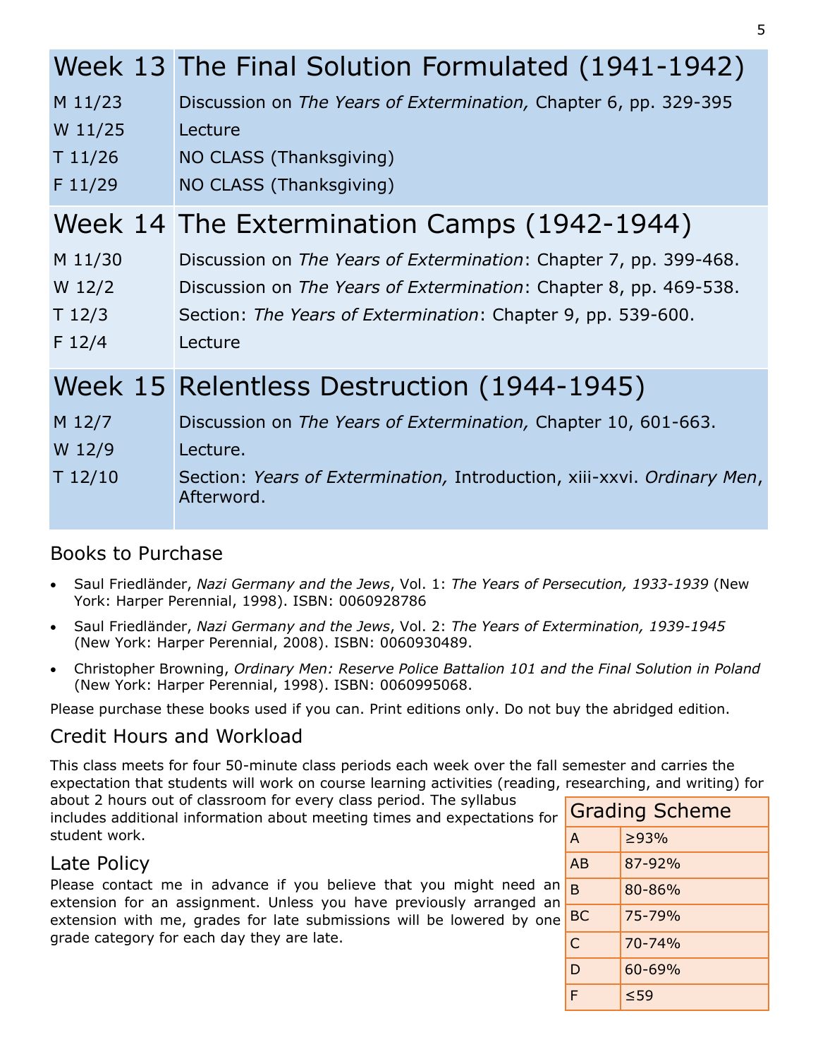| Week 13 | The Final Solution Formulated (1941-1942) |
|---|---|
| M 11/23 | Discussion on *The Years of Extermination,* Chapter 6, pp. 329-395 |
| W 11/25 | Lecture |
| T 11/26 | NO CLASS (Thanksgiving) |
| F 11/29 | NO CLASS (Thanksgiving) |

| Week 14 | The Extermination Camps (1942-1944) |
|---|---|
| M 11/30 | Discussion on *The Years of Extermination*: Chapter 7, pp. 399-468. |
| W 12/2 | Discussion on *The Years of Extermination*: Chapter 8, pp. 469-538. |
| T 12/3 | Section: *The Years of Extermination*: Chapter 9, pp. 539-600. |
| F 12/4 | Lecture |

| Week 15 | Relentless Destruction (1944-1945) |
|---|---|
| M 12/7 | Discussion on *The Years of Extermination,* Chapter 10, 601-663. |
| W 12/9 | Lecture. |
| T 12/10 | Section: *Years of Extermination,* Introduction, xiii-xxvi. *Ordinary Men*, Afterword. |

## Books to Purchase

- Saul Friedländer, *Nazi Germany and the Jews*, Vol. 1: *The Years of Persecution, 1933-1939* (New York: Harper Perennial, 1998). ISBN: 0060928786
- Saul Friedländer, *Nazi Germany and the Jews*, Vol. 2: *The Years of Extermination, 1939-1945* (New York: Harper Perennial, 2008). ISBN: 0060930489.
- Christopher Browning, *Ordinary Men: Reserve Police Battalion 101 and the Final Solution in Poland* (New York: Harper Perennial, 1998). ISBN: 0060995068.

Please purchase these books used if you can. Print editions only. Do not buy the abridged edition.

## Credit Hours and Workload

This class meets for four 50-minute class periods each week over the fall semester and carries the expectation that students will work on course learning activities (reading, researching, and writing) for about 2 hours out of classroom for every class period. The syllabus includes additional information about meeting times and expectations for student work.

## Late Policy

Please contact me in advance if you believe that you might need an extension for an assignment. Unless you have previously arranged an extension with me, grades for late submissions will be lowered by one grade category for each day they are late.

| Grading Scheme | |
|---|---|
| A | ≥93% |
| AB | 87-92% |
| B | 80-86% |
| BC | 75-79% |
| C | 70-74% |
| D | 60-69% |
| F | ≤59 |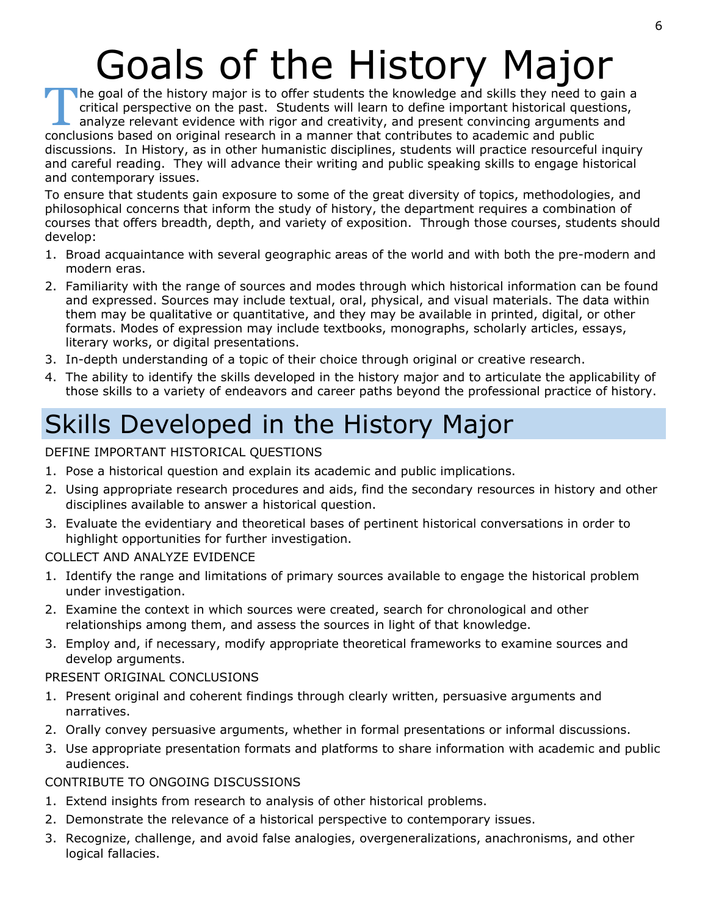# Goals of the History Major

The goal of the history major is to offer students the knowledge and skills they need to gain a critical perspective on the past. Students will learn to define important historical questions, analyze relevant evidence with rigor and creativity, and present convincing arguments and conclusions based on original research in a manner that contributes to academic and public discussions. In History, as in other humanistic disciplines, students will practice resourceful inquiry and careful reading. They will advance their writing and public speaking skills to engage historical and contemporary issues.

To ensure that students gain exposure to some of the great diversity of topics, methodologies, and philosophical concerns that inform the study of history, the department requires a combination of courses that offers breadth, depth, and variety of exposition. Through those courses, students should develop:

1. Broad acquaintance with several geographic areas of the world and with both the pre-modern and modern eras.
2. Familiarity with the range of sources and modes through which historical information can be found and expressed. Sources may include textual, oral, physical, and visual materials. The data within them may be qualitative or quantitative, and they may be available in printed, digital, or other formats. Modes of expression may include textbooks, monographs, scholarly articles, essays, literary works, or digital presentations.
3. In-depth understanding of a topic of their choice through original or creative research.
4. The ability to identify the skills developed in the history major and to articulate the applicability of those skills to a variety of endeavors and career paths beyond the professional practice of history.

## Skills Developed in the History Major

DEFINE IMPORTANT HISTORICAL QUESTIONS

1. Pose a historical question and explain its academic and public implications.
2. Using appropriate research procedures and aids, find the secondary resources in history and other disciplines available to answer a historical question.
3. Evaluate the evidentiary and theoretical bases of pertinent historical conversations in order to highlight opportunities for further investigation.

COLLECT AND ANALYZE EVIDENCE

1. Identify the range and limitations of primary sources available to engage the historical problem under investigation.
2. Examine the context in which sources were created, search for chronological and other relationships among them, and assess the sources in light of that knowledge.
3. Employ and, if necessary, modify appropriate theoretical frameworks to examine sources and develop arguments.

PRESENT ORIGINAL CONCLUSIONS

1. Present original and coherent findings through clearly written, persuasive arguments and narratives.
2. Orally convey persuasive arguments, whether in formal presentations or informal discussions.
3. Use appropriate presentation formats and platforms to share information with academic and public audiences.

CONTRIBUTE TO ONGOING DISCUSSIONS

1. Extend insights from research to analysis of other historical problems.
2. Demonstrate the relevance of a historical perspective to contemporary issues.
3. Recognize, challenge, and avoid false analogies, overgeneralizations, anachronisms, and other logical fallacies.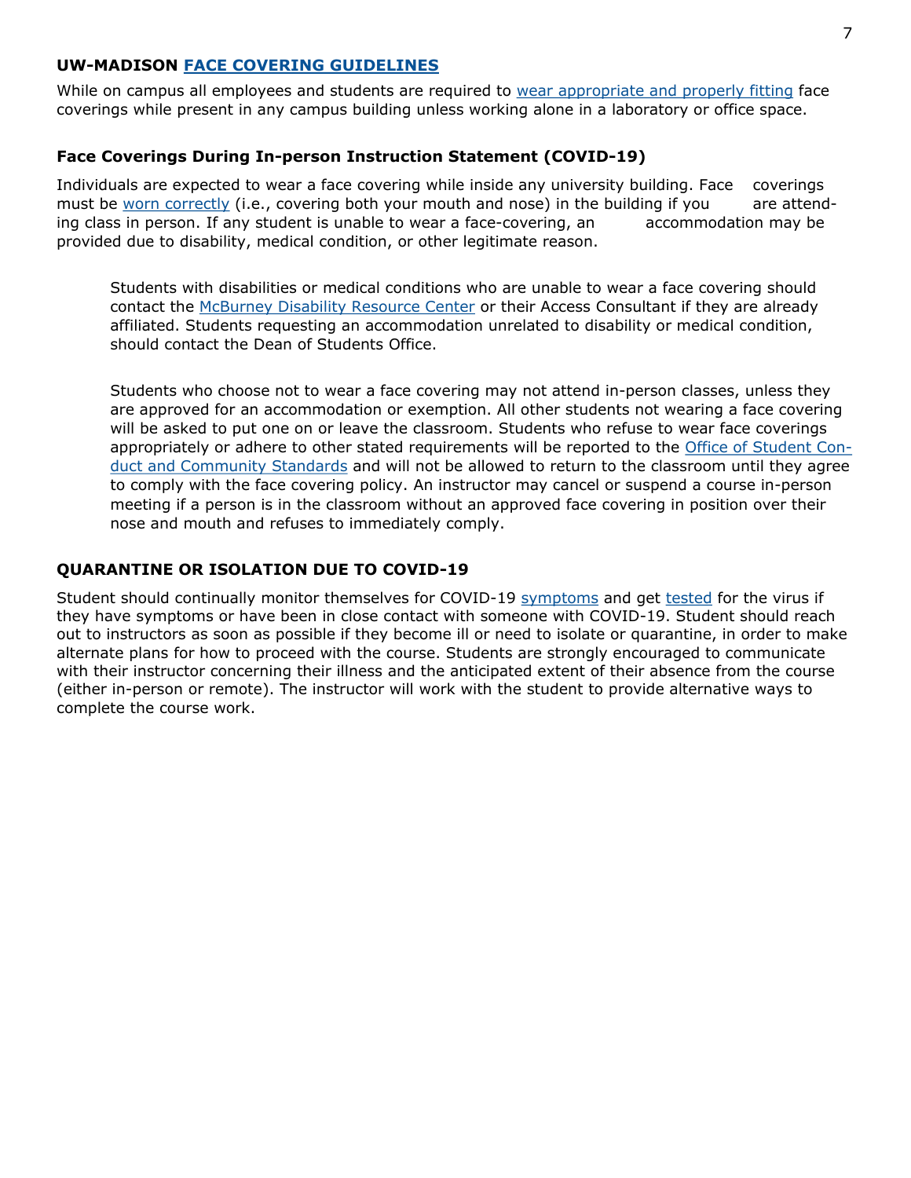## UW-MADISON FACE COVERING GUIDELINES

While on campus all employees and students are required to wear appropriate and properly fitting face coverings while present in any campus building unless working alone in a laboratory or office space.

### Face Coverings During In-person Instruction Statement (COVID-19)

Individuals are expected to wear a face covering while inside any university building. Face coverings must be worn correctly (i.e., covering both your mouth and nose) in the building if you are attending class in person. If any student is unable to wear a face-covering, an accommodation may be provided due to disability, medical condition, or other legitimate reason.

> Students with disabilities or medical conditions who are unable to wear a face covering should contact the McBurney Disability Resource Center or their Access Consultant if they are already affiliated. Students requesting an accommodation unrelated to disability or medical condition, should contact the Dean of Students Office.
>
> Students who choose not to wear a face covering may not attend in-person classes, unless they are approved for an accommodation or exemption. All other students not wearing a face covering will be asked to put one on or leave the classroom. Students who refuse to wear face coverings appropriately or adhere to other stated requirements will be reported to the Office of Student Conduct and Community Standards and will not be allowed to return to the classroom until they agree to comply with the face covering policy. An instructor may cancel or suspend a course in-person meeting if a person is in the classroom without an approved face covering in position over their nose and mouth and refuses to immediately comply.

## QUARANTINE OR ISOLATION DUE TO COVID-19

Student should continually monitor themselves for COVID-19 symptoms and get tested for the virus if they have symptoms or have been in close contact with someone with COVID-19. Student should reach out to instructors as soon as possible if they become ill or need to isolate or quarantine, in order to make alternate plans for how to proceed with the course. Students are strongly encouraged to communicate with their instructor concerning their illness and the anticipated extent of their absence from the course (either in-person or remote). The instructor will work with the student to provide alternative ways to complete the course work.